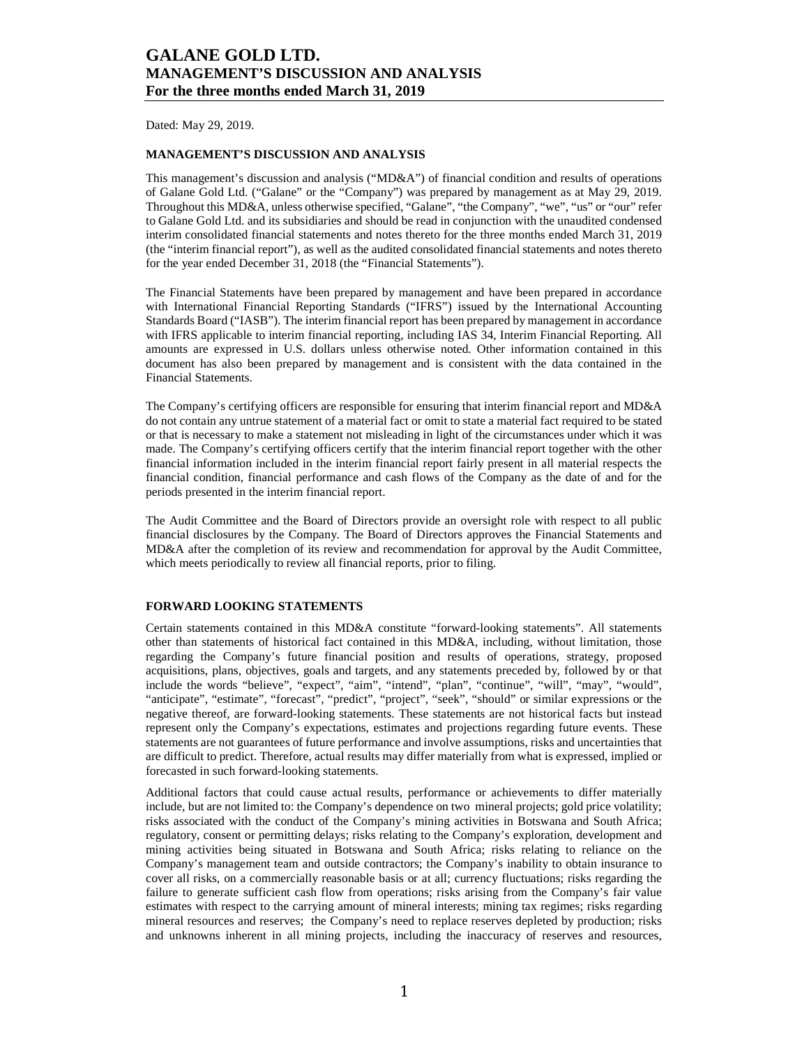# GALANE GOLD LTD.
# MANAGEMENT'S DISCUSSION AND ANALYSIS
# For the three months ended March 31, 2019

Dated: May 29, 2019.

## MANAGEMENT'S DISCUSSION AND ANALYSIS

This management's discussion and analysis ("MD&A") of financial condition and results of operations of Galane Gold Ltd. ("Galane" or the "Company") was prepared by management as at May 29, 2019. Throughout this MD&A, unless otherwise specified, "Galane", "the Company", "we", "us" or "our" refer to Galane Gold Ltd. and its subsidiaries and should be read in conjunction with the unaudited condensed interim consolidated financial statements and notes thereto for the three months ended March 31, 2019 (the "interim financial report"), as well as the audited consolidated financial statements and notes thereto for the year ended December 31, 2018 (the "Financial Statements").

The Financial Statements have been prepared by management and have been prepared in accordance with International Financial Reporting Standards ("IFRS") issued by the International Accounting Standards Board ("IASB"). The interim financial report has been prepared by management in accordance with IFRS applicable to interim financial reporting, including IAS 34, Interim Financial Reporting. All amounts are expressed in U.S. dollars unless otherwise noted. Other information contained in this document has also been prepared by management and is consistent with the data contained in the Financial Statements.

The Company's certifying officers are responsible for ensuring that interim financial report and MD&A do not contain any untrue statement of a material fact or omit to state a material fact required to be stated or that is necessary to make a statement not misleading in light of the circumstances under which it was made. The Company's certifying officers certify that the interim financial report together with the other financial information included in the interim financial report fairly present in all material respects the financial condition, financial performance and cash flows of the Company as the date of and for the periods presented in the interim financial report.

The Audit Committee and the Board of Directors provide an oversight role with respect to all public financial disclosures by the Company. The Board of Directors approves the Financial Statements and MD&A after the completion of its review and recommendation for approval by the Audit Committee, which meets periodically to review all financial reports, prior to filing.

## FORWARD LOOKING STATEMENTS

Certain statements contained in this MD&A constitute "forward-looking statements". All statements other than statements of historical fact contained in this MD&A, including, without limitation, those regarding the Company's future financial position and results of operations, strategy, proposed acquisitions, plans, objectives, goals and targets, and any statements preceded by, followed by or that include the words "believe", "expect", "aim", "intend", "plan", "continue", "will", "may", "would", "anticipate", "estimate", "forecast", "predict", "project", "seek", "should" or similar expressions or the negative thereof, are forward-looking statements. These statements are not historical facts but instead represent only the Company's expectations, estimates and projections regarding future events. These statements are not guarantees of future performance and involve assumptions, risks and uncertainties that are difficult to predict. Therefore, actual results may differ materially from what is expressed, implied or forecasted in such forward-looking statements.

Additional factors that could cause actual results, performance or achievements to differ materially include, but are not limited to: the Company's dependence on two mineral projects; gold price volatility; risks associated with the conduct of the Company's mining activities in Botswana and South Africa; regulatory, consent or permitting delays; risks relating to the Company's exploration, development and mining activities being situated in Botswana and South Africa; risks relating to reliance on the Company's management team and outside contractors; the Company's inability to obtain insurance to cover all risks, on a commercially reasonable basis or at all; currency fluctuations; risks regarding the failure to generate sufficient cash flow from operations; risks arising from the Company's fair value estimates with respect to the carrying amount of mineral interests; mining tax regimes; risks regarding mineral resources and reserves; the Company's need to replace reserves depleted by production; risks and unknowns inherent in all mining projects, including the inaccuracy of reserves and resources,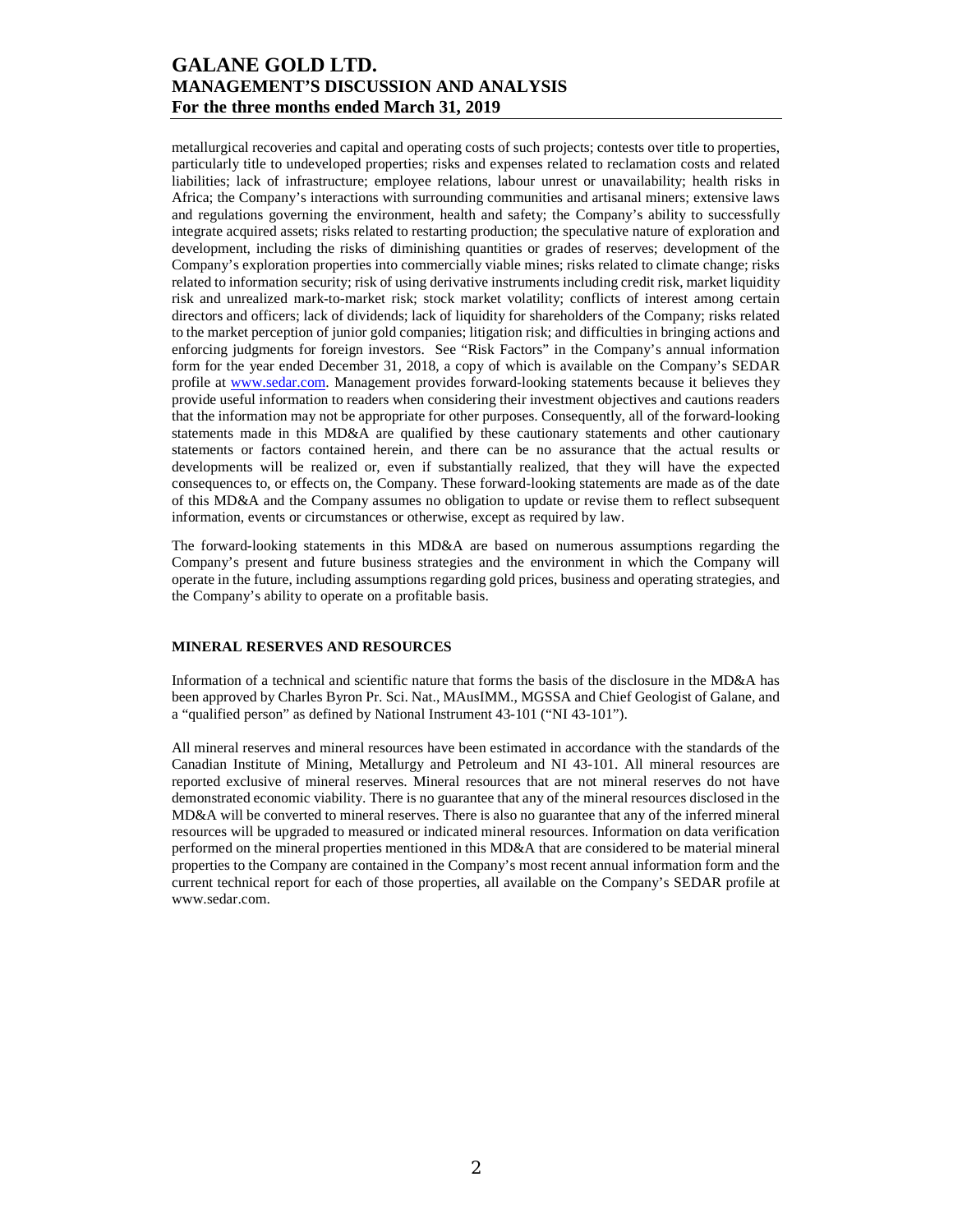metallurgical recoveries and capital and operating costs of such projects; contests over title to properties, particularly title to undeveloped properties; risks and expenses related to reclamation costs and related liabilities; lack of infrastructure; employee relations, labour unrest or unavailability; health risks in Africa; the Company's interactions with surrounding communities and artisanal miners; extensive laws and regulations governing the environment, health and safety; the Company's ability to successfully integrate acquired assets; risks related to restarting production; the speculative nature of exploration and development, including the risks of diminishing quantities or grades of reserves; development of the Company's exploration properties into commercially viable mines; risks related to climate change; risks related to information security; risk of using derivative instruments including credit risk, market liquidity risk and unrealized mark-to-market risk; stock market volatility; conflicts of interest among certain directors and officers; lack of dividends; lack of liquidity for shareholders of the Company; risks related to the market perception of junior gold companies; litigation risk; and difficulties in bringing actions and enforcing judgments for foreign investors. See "Risk Factors" in the Company's annual information form for the year ended December 31, 2018, a copy of which is available on the Company's SEDAR profile at www.sedar.com. Management provides forward-looking statements because it believes they provide useful information to readers when considering their investment objectives and cautions readers that the information may not be appropriate for other purposes. Consequently, all of the forward-looking statements made in this MD&A are qualified by these cautionary statements and other cautionary statements or factors contained herein, and there can be no assurance that the actual results or developments will be realized or, even if substantially realized, that they will have the expected consequences to, or effects on, the Company. These forward-looking statements are made as of the date of this MD&A and the Company assumes no obligation to update or revise them to reflect subsequent information, events or circumstances or otherwise, except as required by law.

The forward-looking statements in this MD&A are based on numerous assumptions regarding the Company's present and future business strategies and the environment in which the Company will operate in the future, including assumptions regarding gold prices, business and operating strategies, and the Company's ability to operate on a profitable basis.

## MINERAL RESERVES AND RESOURCES

Information of a technical and scientific nature that forms the basis of the disclosure in the MD&A has been approved by Charles Byron Pr. Sci. Nat., MAusIMM., MGSSA and Chief Geologist of Galane, and a "qualified person" as defined by National Instrument 43-101 ("NI 43-101").

All mineral reserves and mineral resources have been estimated in accordance with the standards of the Canadian Institute of Mining, Metallurgy and Petroleum and NI 43-101. All mineral resources are reported exclusive of mineral reserves. Mineral resources that are not mineral reserves do not have demonstrated economic viability. There is no guarantee that any of the mineral resources disclosed in the MD&A will be converted to mineral reserves. There is also no guarantee that any of the inferred mineral resources will be upgraded to measured or indicated mineral resources. Information on data verification performed on the mineral properties mentioned in this MD&A that are considered to be material mineral properties to the Company are contained in the Company's most recent annual information form and the current technical report for each of those properties, all available on the Company's SEDAR profile at www.sedar.com.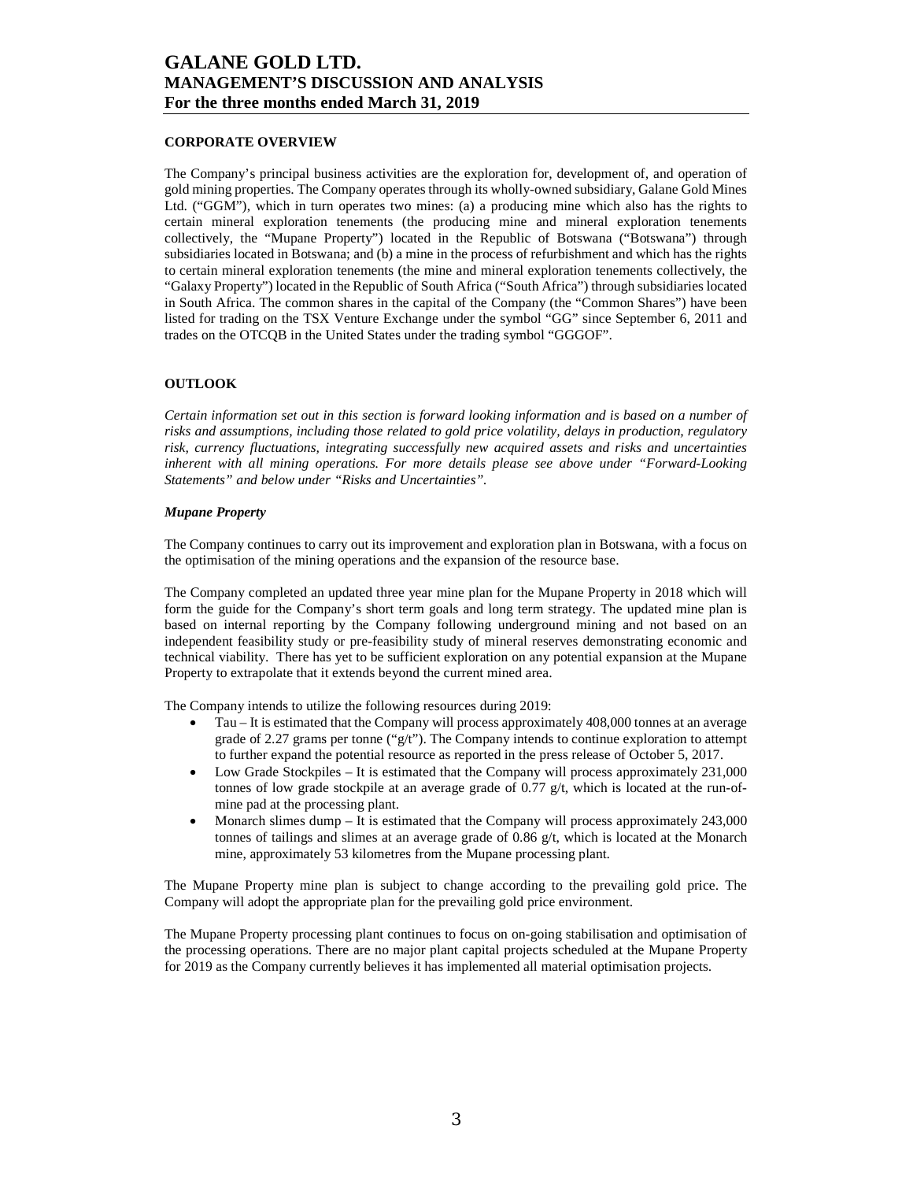## CORPORATE OVERVIEW

The Company's principal business activities are the exploration for, development of, and operation of gold mining properties. The Company operates through its wholly-owned subsidiary, Galane Gold Mines Ltd. ("GGM"), which in turn operates two mines: (a) a producing mine which also has the rights to certain mineral exploration tenements (the producing mine and mineral exploration tenements collectively, the "Mupane Property") located in the Republic of Botswana ("Botswana") through subsidiaries located in Botswana; and (b) a mine in the process of refurbishment and which has the rights to certain mineral exploration tenements (the mine and mineral exploration tenements collectively, the "Galaxy Property") located in the Republic of South Africa ("South Africa") through subsidiaries located in South Africa. The common shares in the capital of the Company (the "Common Shares") have been listed for trading on the TSX Venture Exchange under the symbol "GG" since September 6, 2011 and trades on the OTCQB in the United States under the trading symbol "GGGOF".

## OUTLOOK

*Certain information set out in this section is forward looking information and is based on a number of risks and assumptions, including those related to gold price volatility, delays in production, regulatory risk, currency fluctuations, integrating successfully new acquired assets and risks and uncertainties inherent with all mining operations. For more details please see above under "Forward-Looking Statements" and below under "Risks and Uncertainties".*

### *Mupane Property*

The Company continues to carry out its improvement and exploration plan in Botswana, with a focus on the optimisation of the mining operations and the expansion of the resource base.

The Company completed an updated three year mine plan for the Mupane Property in 2018 which will form the guide for the Company's short term goals and long term strategy. The updated mine plan is based on internal reporting by the Company following underground mining and not based on an independent feasibility study or pre-feasibility study of mineral reserves demonstrating economic and technical viability. There has yet to be sufficient exploration on any potential expansion at the Mupane Property to extrapolate that it extends beyond the current mined area.

The Company intends to utilize the following resources during 2019:

- Tau – It is estimated that the Company will process approximately 408,000 tonnes at an average grade of 2.27 grams per tonne ("g/t"). The Company intends to continue exploration to attempt to further expand the potential resource as reported in the press release of October 5, 2017.
- Low Grade Stockpiles – It is estimated that the Company will process approximately 231,000 tonnes of low grade stockpile at an average grade of 0.77 g/t, which is located at the run-of-mine pad at the processing plant.
- Monarch slimes dump – It is estimated that the Company will process approximately 243,000 tonnes of tailings and slimes at an average grade of 0.86 g/t, which is located at the Monarch mine, approximately 53 kilometres from the Mupane processing plant.

The Mupane Property mine plan is subject to change according to the prevailing gold price. The Company will adopt the appropriate plan for the prevailing gold price environment.

The Mupane Property processing plant continues to focus on on-going stabilisation and optimisation of the processing operations. There are no major plant capital projects scheduled at the Mupane Property for 2019 as the Company currently believes it has implemented all material optimisation projects.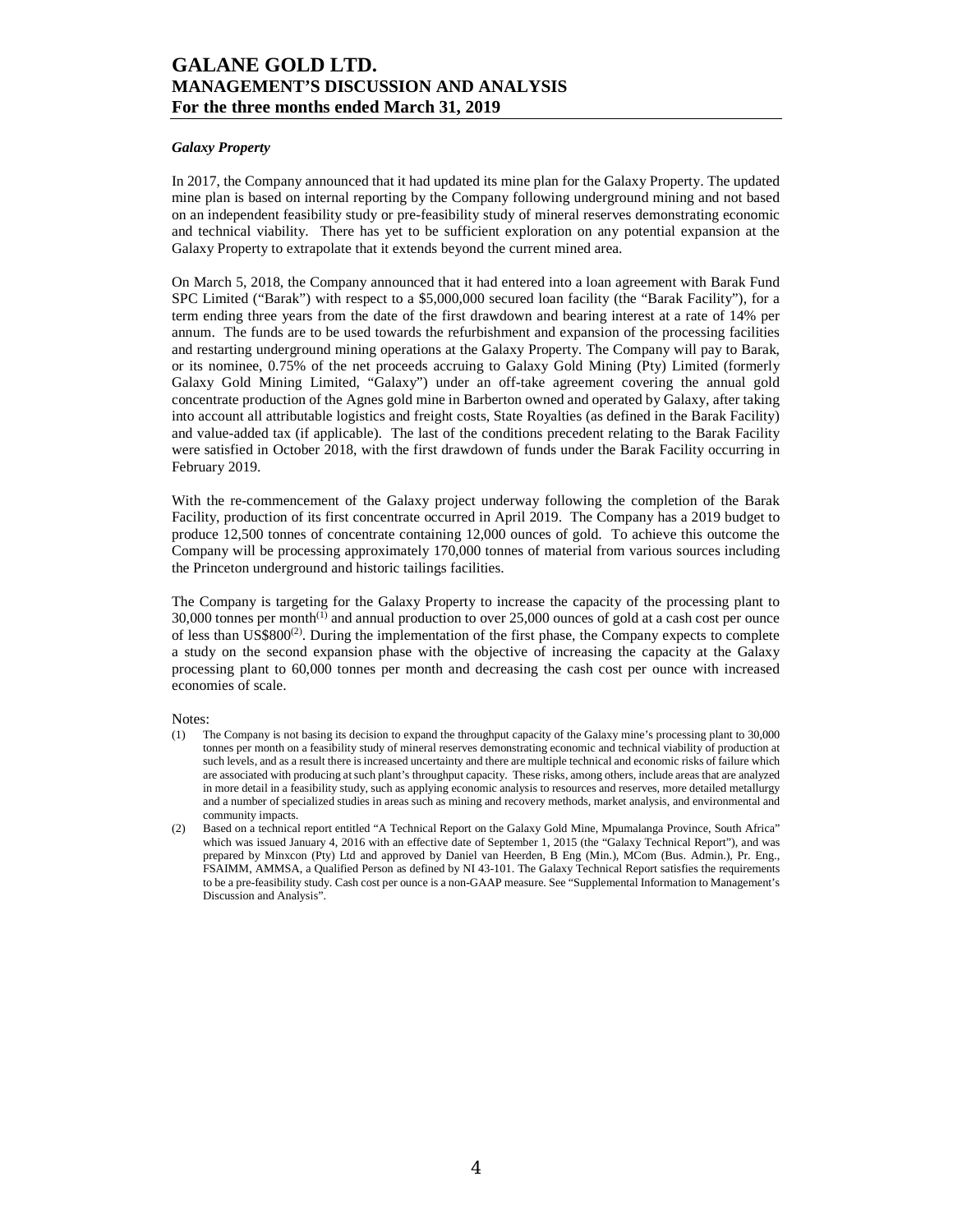### *Galaxy Property*

In 2017, the Company announced that it had updated its mine plan for the Galaxy Property. The updated mine plan is based on internal reporting by the Company following underground mining and not based on an independent feasibility study or pre-feasibility study of mineral reserves demonstrating economic and technical viability. There has yet to be sufficient exploration on any potential expansion at the Galaxy Property to extrapolate that it extends beyond the current mined area.

On March 5, 2018, the Company announced that it had entered into a loan agreement with Barak Fund SPC Limited ("Barak") with respect to a $5,000,000 secured loan facility (the "Barak Facility"), for a term ending three years from the date of the first drawdown and bearing interest at a rate of 14% per annum. The funds are to be used towards the refurbishment and expansion of the processing facilities and restarting underground mining operations at the Galaxy Property. The Company will pay to Barak, or its nominee, 0.75% of the net proceeds accruing to Galaxy Gold Mining (Pty) Limited (formerly Galaxy Gold Mining Limited, "Galaxy") under an off-take agreement covering the annual gold concentrate production of the Agnes gold mine in Barberton owned and operated by Galaxy, after taking into account all attributable logistics and freight costs, State Royalties (as defined in the Barak Facility) and value-added tax (if applicable). The last of the conditions precedent relating to the Barak Facility were satisfied in October 2018, with the first drawdown of funds under the Barak Facility occurring in February 2019.

With the re-commencement of the Galaxy project underway following the completion of the Barak Facility, production of its first concentrate occurred in April 2019. The Company has a 2019 budget to produce 12,500 tonnes of concentrate containing 12,000 ounces of gold. To achieve this outcome the Company will be processing approximately 170,000 tonnes of material from various sources including the Princeton underground and historic tailings facilities.

The Company is targeting for the Galaxy Property to increase the capacity of the processing plant to 30,000 tonnes per month(1) and annual production to over 25,000 ounces of gold at a cash cost per ounce of less than US$800(2). During the implementation of the first phase, the Company expects to complete a study on the second expansion phase with the objective of increasing the capacity at the Galaxy processing plant to 60,000 tonnes per month and decreasing the cash cost per ounce with increased economies of scale.

Notes:

(1) The Company is not basing its decision to expand the throughput capacity of the Galaxy mine's processing plant to 30,000 tonnes per month on a feasibility study of mineral reserves demonstrating economic and technical viability of production at such levels, and as a result there is increased uncertainty and there are multiple technical and economic risks of failure which are associated with producing at such plant's throughput capacity. These risks, among others, include areas that are analyzed in more detail in a feasibility study, such as applying economic analysis to resources and reserves, more detailed metallurgy and a number of specialized studies in areas such as mining and recovery methods, market analysis, and environmental and community impacts.

(2) Based on a technical report entitled "A Technical Report on the Galaxy Gold Mine, Mpumalanga Province, South Africa" which was issued January 4, 2016 with an effective date of September 1, 2015 (the "Galaxy Technical Report"), and was prepared by Minxcon (Pty) Ltd and approved by Daniel van Heerden, B Eng (Min.), MCom (Bus. Admin.), Pr. Eng., FSAIMM, AMMSA, a Qualified Person as defined by NI 43-101. The Galaxy Technical Report satisfies the requirements to be a pre-feasibility study. Cash cost per ounce is a non-GAAP measure. See "Supplemental Information to Management's Discussion and Analysis".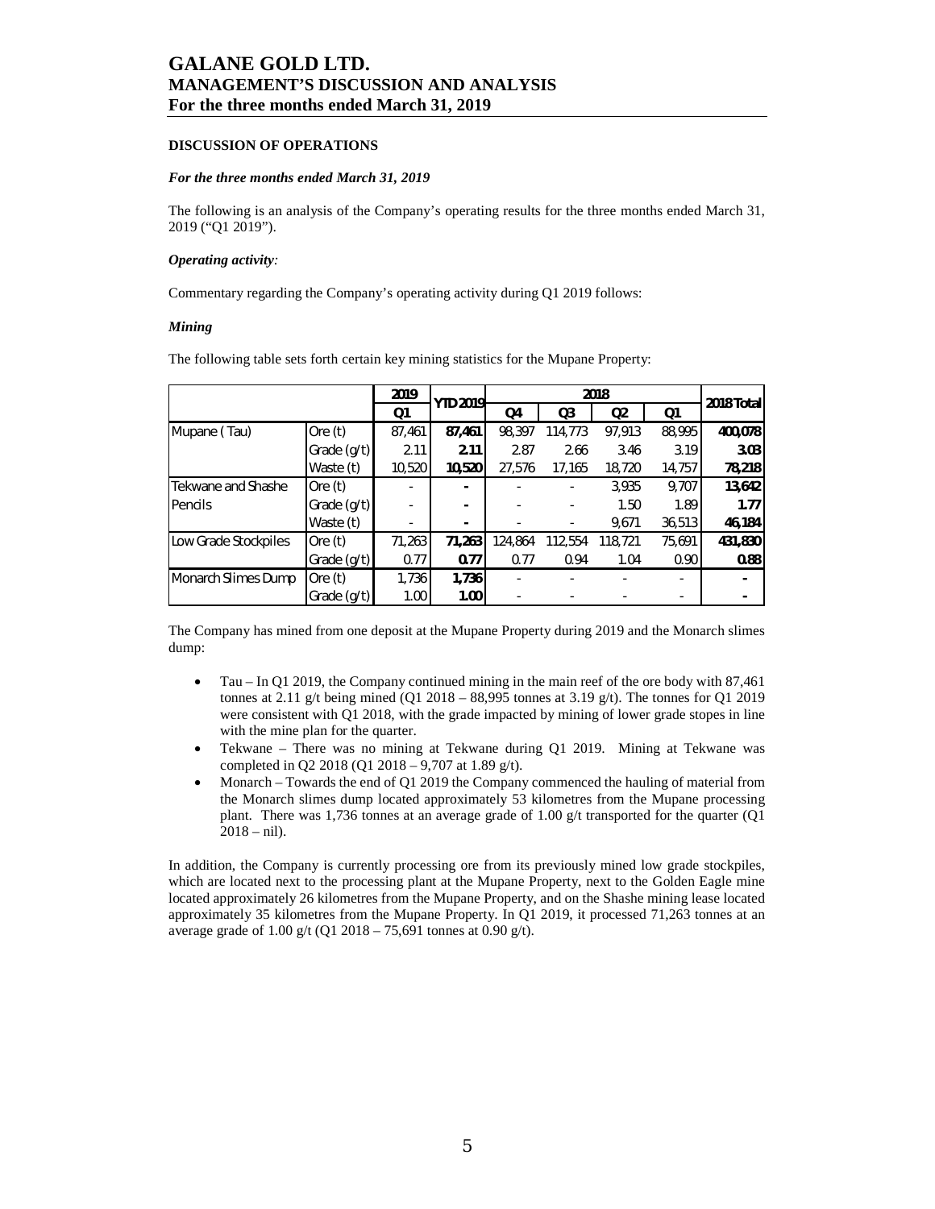## DISCUSSION OF OPERATIONS

### *For the three months ended March 31, 2019*

The following is an analysis of the Company's operating results for the three months ended March 31, 2019 ("Q1 2019").

#### *Operating activity:*

Commentary regarding the Company's operating activity during Q1 2019 follows:

#### *Mining*

The following table sets forth certain key mining statistics for the Mupane Property:

| | | 2019 | YTD 2019 | 2018 | | | | 2018 Total |
|---|---|---|---|---|---|---|---|---|
| | | Q1 | | Q4 | Q3 | Q2 | Q1 | |
| Mupane ( Tau) | Ore (t) | 87,461 | **87,461** | 98,397 | 114,773 | 97,913 | 88,995 | **400,078** |
| | Grade (g/t) | 2.11 | **2.11** | 2.87 | 2.66 | 3.46 | 3.19 | **3.03** |
| | Waste (t) | 10,520 | **10,520** | 27,576 | 17,165 | 18,720 | 14,757 | **78,218** |
| Tekwane and Shashe | Ore (t) | - | **-** | - | - | 3,935 | 9,707 | **13,642** |
| Pencils | Grade (g/t) | - | **-** | - | - | 1.50 | 1.89 | **1.77** |
| | Waste (t) | - | **-** | - | - | 9,671 | 36,513 | **46,184** |
| Low Grade Stockpiles | Ore (t) | 71,263 | **71,263** | 124,864 | 112,554 | 118,721 | 75,691 | **431,830** |
| | Grade (g/t) | 0.77 | **0.77** | 0.77 | 0.94 | 1.04 | 0.90 | **0.88** |
| Monarch Slimes Dump | Ore (t) | 1,736 | **1,736** | - | - | - | - | **-** |
| | Grade (g/t) | 1.00 | **1.00** | - | - | - | - | **-** |

The Company has mined from one deposit at the Mupane Property during 2019 and the Monarch slimes dump:

- Tau – In Q1 2019, the Company continued mining in the main reef of the ore body with 87,461 tonnes at 2.11 g/t being mined (Q1 2018 – 88,995 tonnes at 3.19 g/t). The tonnes for Q1 2019 were consistent with Q1 2018, with the grade impacted by mining of lower grade stopes in line with the mine plan for the quarter.
- Tekwane – There was no mining at Tekwane during Q1 2019. Mining at Tekwane was completed in Q2 2018 (Q1 2018 – 9,707 at 1.89 g/t).
- Monarch – Towards the end of Q1 2019 the Company commenced the hauling of material from the Monarch slimes dump located approximately 53 kilometres from the Mupane processing plant. There was 1,736 tonnes at an average grade of 1.00 g/t transported for the quarter (Q1 2018 – nil).

In addition, the Company is currently processing ore from its previously mined low grade stockpiles, which are located next to the processing plant at the Mupane Property, next to the Golden Eagle mine located approximately 26 kilometres from the Mupane Property, and on the Shashe mining lease located approximately 35 kilometres from the Mupane Property. In Q1 2019, it processed 71,263 tonnes at an average grade of 1.00 g/t (Q1 2018 – 75,691 tonnes at 0.90 g/t).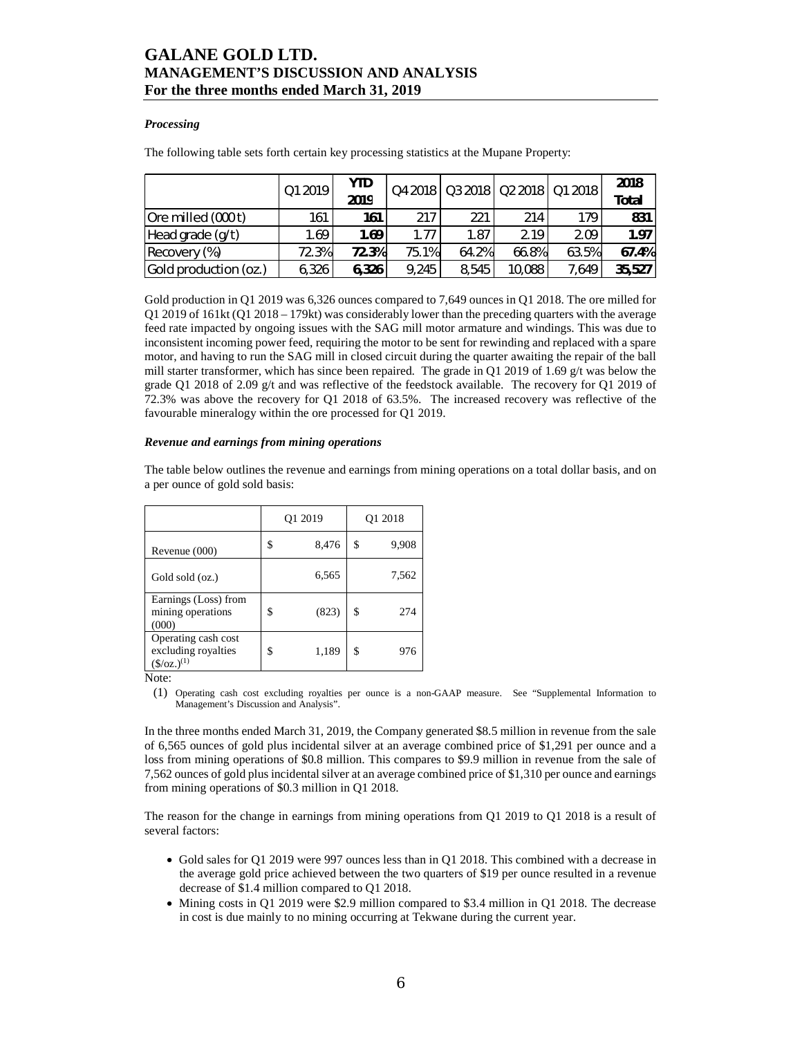*Processing*

The following table sets forth certain key processing statistics at the Mupane Property:

| | Q1 2019 | YTD 2019 | Q4 2018 | Q3 2018 | Q2 2018 | Q1 2018 | 2018 Total |
|---|---|---|---|---|---|---|---|
| Ore milled (000 t) | 161 | **161** | 217 | 221 | 214 | 179 | **831** |
| Head grade (g/t) | 1.69 | **1.69** | 1.77 | 1.87 | 2.19 | 2.09 | **1.97** |
| Recovery (%) | 72.3% | **72.3%** | 75.1% | 64.2% | 66.8% | 63.5% | **67.4%** |
| Gold production (oz.) | 6,326 | **6,326** | 9,245 | 8,545 | 10,088 | 7,649 | **35,527** |

Gold production in Q1 2019 was 6,326 ounces compared to 7,649 ounces in Q1 2018. The ore milled for Q1 2019 of 161kt (Q1 2018 – 179kt) was considerably lower than the preceding quarters with the average feed rate impacted by ongoing issues with the SAG mill motor armature and windings. This was due to inconsistent incoming power feed, requiring the motor to be sent for rewinding and replaced with a spare motor, and having to run the SAG mill in closed circuit during the quarter awaiting the repair of the ball mill starter transformer, which has since been repaired. The grade in Q1 2019 of 1.69 g/t was below the grade Q1 2018 of 2.09 g/t and was reflective of the feedstock available. The recovery for Q1 2019 of 72.3% was above the recovery for Q1 2018 of 63.5%. The increased recovery was reflective of the favourable mineralogy within the ore processed for Q1 2019.

*Revenue and earnings from mining operations*

The table below outlines the revenue and earnings from mining operations on a total dollar basis, and on a per ounce of gold sold basis:

| | Q1 2019 | Q1 2018 |
|---|---|---|
| Revenue (000) | $ 8,476 | $ 9,908 |
| Gold sold (oz.) | 6,565 | 7,562 |
| Earnings (Loss) from mining operations (000) | $ (823) | $ 274 |
| Operating cash cost excluding royalties ($/oz.)(1) | $ 1,189 | $ 976 |

Note:

(1) Operating cash cost excluding royalties per ounce is a non-GAAP measure. See "Supplemental Information to Management's Discussion and Analysis".

In the three months ended March 31, 2019, the Company generated $8.5 million in revenue from the sale of 6,565 ounces of gold plus incidental silver at an average combined price of $1,291 per ounce and a loss from mining operations of $0.8 million. This compares to $9.9 million in revenue from the sale of 7,562 ounces of gold plus incidental silver at an average combined price of $1,310 per ounce and earnings from mining operations of $0.3 million in Q1 2018.

The reason for the change in earnings from mining operations from Q1 2019 to Q1 2018 is a result of several factors:

- Gold sales for Q1 2019 were 997 ounces less than in Q1 2018. This combined with a decrease in the average gold price achieved between the two quarters of $19 per ounce resulted in a revenue decrease of $1.4 million compared to Q1 2018.
- Mining costs in Q1 2019 were $2.9 million compared to $3.4 million in Q1 2018. The decrease in cost is due mainly to no mining occurring at Tekwane during the current year.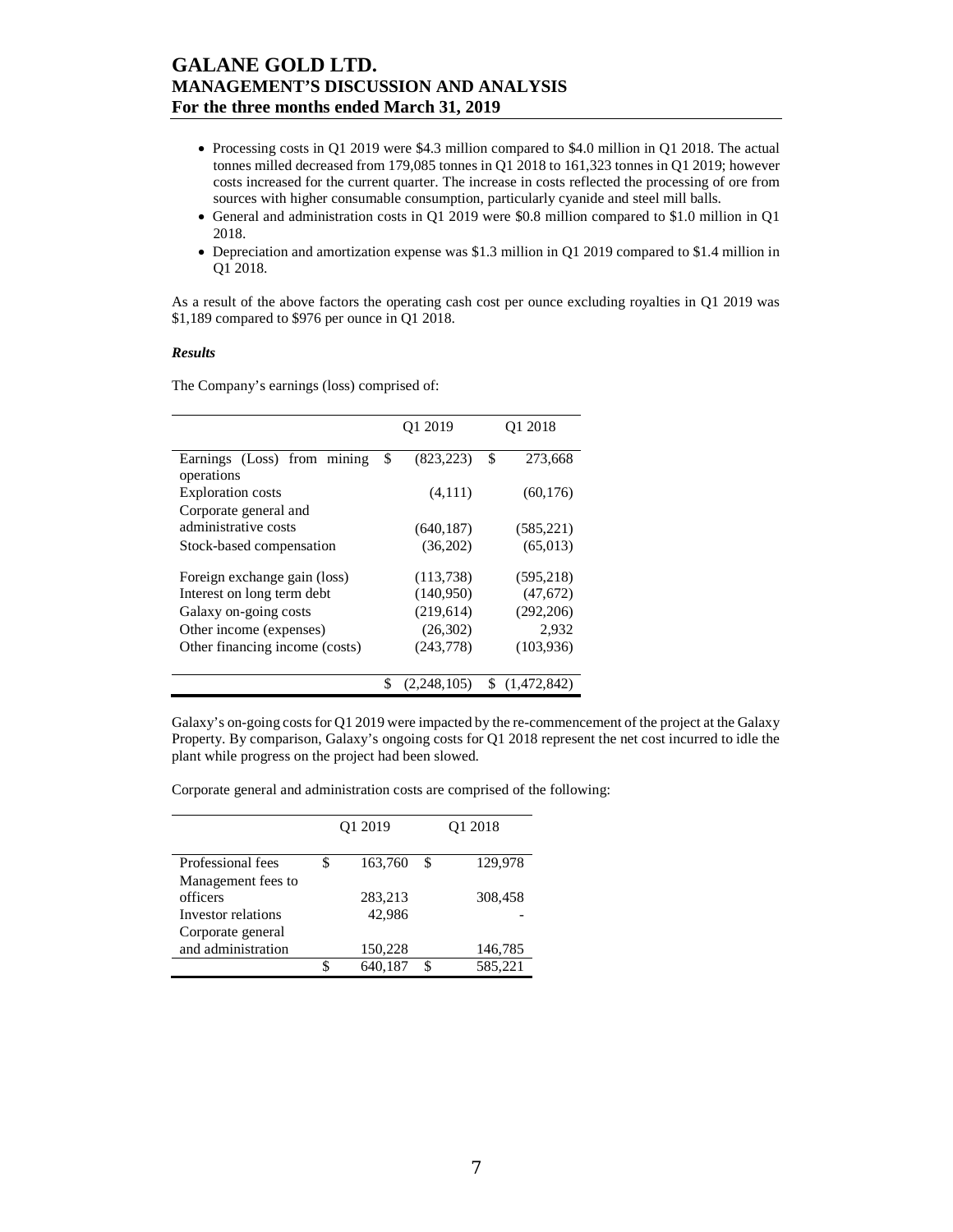- Processing costs in Q1 2019 were \$4.3 million compared to \$4.0 million in Q1 2018. The actual tonnes milled decreased from 179,085 tonnes in Q1 2018 to 161,323 tonnes in Q1 2019; however costs increased for the current quarter. The increase in costs reflected the processing of ore from sources with higher consumable consumption, particularly cyanide and steel mill balls.
- General and administration costs in Q1 2019 were \$0.8 million compared to \$1.0 million in Q1 2018.
- Depreciation and amortization expense was \$1.3 million in Q1 2019 compared to \$1.4 million in Q1 2018.

As a result of the above factors the operating cash cost per ounce excluding royalties in Q1 2019 was \$1,189 compared to \$976 per ounce in Q1 2018.

***Results***

The Company's earnings (loss) comprised of:

| | Q1 2019 | Q1 2018 |
|---|---|---|
| Earnings (Loss) from mining operations | \$ (823,223) | \$ 273,668 |
| Exploration costs | (4,111) | (60,176) |
| Corporate general and administrative costs | (640,187) | (585,221) |
| Stock-based compensation | (36,202) | (65,013) |
| Foreign exchange gain (loss) | (113,738) | (595,218) |
| Interest on long term debt | (140,950) | (47,672) |
| Galaxy on-going costs | (219,614) | (292,206) |
| Other income (expenses) | (26,302) | 2,932 |
| Other financing income (costs) | (243,778) | (103,936) |
| | \$ (2,248,105) | \$ (1,472,842) |

Galaxy's on-going costs for Q1 2019 were impacted by the re-commencement of the project at the Galaxy Property. By comparison, Galaxy's ongoing costs for Q1 2018 represent the net cost incurred to idle the plant while progress on the project had been slowed.

Corporate general and administration costs are comprised of the following:

| | Q1 2019 | Q1 2018 |
|---|---|---|
| Professional fees | \$ 163,760 | \$ 129,978 |
| Management fees to officers | 283,213 | 308,458 |
| Investor relations | 42,986 | - |
| Corporate general and administration | 150,228 | 146,785 |
| | \$ 640,187 | \$ 585,221 |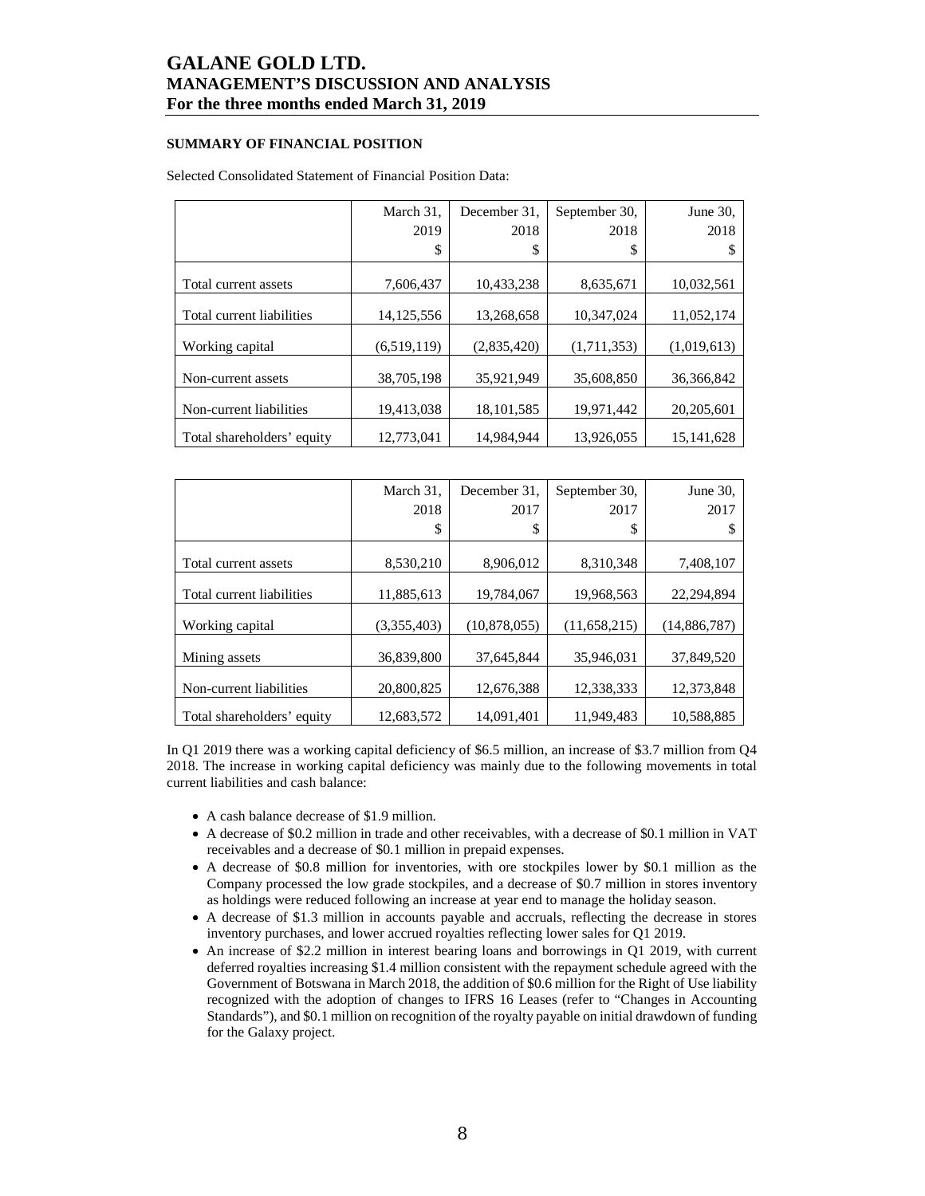## SUMMARY OF FINANCIAL POSITION

Selected Consolidated Statement of Financial Position Data:

| | March 31, 2019 \$ | December 31, 2018 \$ | September 30, 2018 \$ | June 30, 2018 \$ |
|---|---|---|---|---|
| Total current assets | 7,606,437 | 10,433,238 | 8,635,671 | 10,032,561 |
| Total current liabilities | 14,125,556 | 13,268,658 | 10,347,024 | 11,052,174 |
| Working capital | (6,519,119) | (2,835,420) | (1,711,353) | (1,019,613) |
| Non-current assets | 38,705,198 | 35,921,949 | 35,608,850 | 36,366,842 |
| Non-current liabilities | 19,413,038 | 18,101,585 | 19,971,442 | 20,205,601 |
| Total shareholders' equity | 12,773,041 | 14,984,944 | 13,926,055 | 15,141,628 |

| | March 31, 2018 \$ | December 31, 2017 \$ | September 30, 2017 \$ | June 30, 2017 \$ |
|---|---|---|---|---|
| Total current assets | 8,530,210 | 8,906,012 | 8,310,348 | 7,408,107 |
| Total current liabilities | 11,885,613 | 19,784,067 | 19,968,563 | 22,294,894 |
| Working capital | (3,355,403) | (10,878,055) | (11,658,215) | (14,886,787) |
| Mining assets | 36,839,800 | 37,645,844 | 35,946,031 | 37,849,520 |
| Non-current liabilities | 20,800,825 | 12,676,388 | 12,338,333 | 12,373,848 |
| Total shareholders' equity | 12,683,572 | 14,091,401 | 11,949,483 | 10,588,885 |

In Q1 2019 there was a working capital deficiency of \$6.5 million, an increase of \$3.7 million from Q4 2018. The increase in working capital deficiency was mainly due to the following movements in total current liabilities and cash balance:

- A cash balance decrease of \$1.9 million.
- A decrease of \$0.2 million in trade and other receivables, with a decrease of \$0.1 million in VAT receivables and a decrease of \$0.1 million in prepaid expenses.
- A decrease of \$0.8 million for inventories, with ore stockpiles lower by \$0.1 million as the Company processed the low grade stockpiles, and a decrease of \$0.7 million in stores inventory as holdings were reduced following an increase at year end to manage the holiday season.
- A decrease of \$1.3 million in accounts payable and accruals, reflecting the decrease in stores inventory purchases, and lower accrued royalties reflecting lower sales for Q1 2019.
- An increase of \$2.2 million in interest bearing loans and borrowings in Q1 2019, with current deferred royalties increasing \$1.4 million consistent with the repayment schedule agreed with the Government of Botswana in March 2018, the addition of \$0.6 million for the Right of Use liability recognized with the adoption of changes to IFRS 16 Leases (refer to "Changes in Accounting Standards"), and \$0.1 million on recognition of the royalty payable on initial drawdown of funding for the Galaxy project.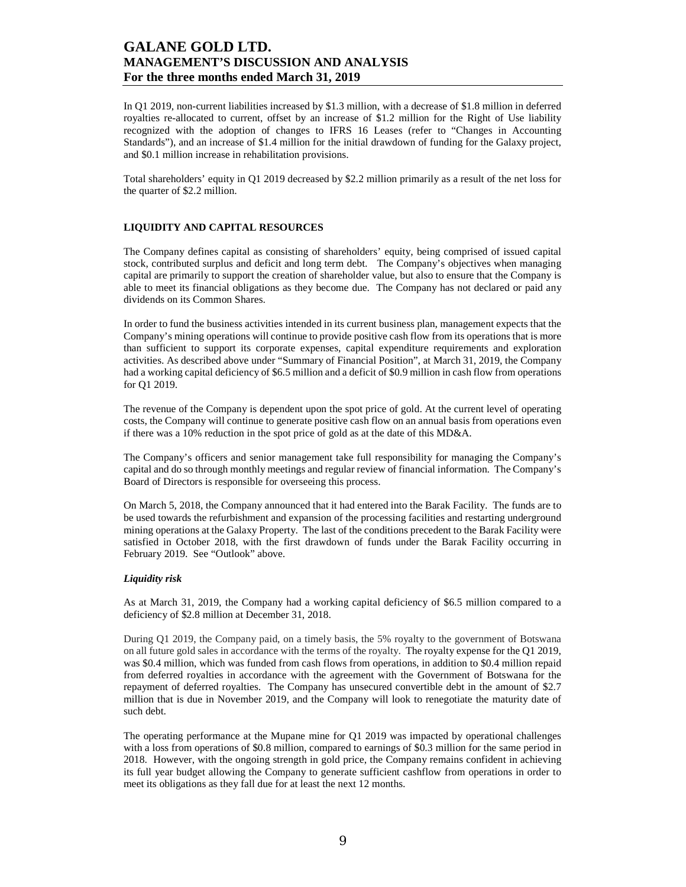In Q1 2019, non-current liabilities increased by $1.3 million, with a decrease of $1.8 million in deferred royalties re-allocated to current, offset by an increase of $1.2 million for the Right of Use liability recognized with the adoption of changes to IFRS 16 Leases (refer to "Changes in Accounting Standards"), and an increase of $1.4 million for the initial drawdown of funding for the Galaxy project, and $0.1 million increase in rehabilitation provisions.

Total shareholders' equity in Q1 2019 decreased by $2.2 million primarily as a result of the net loss for the quarter of $2.2 million.

## LIQUIDITY AND CAPITAL RESOURCES

The Company defines capital as consisting of shareholders' equity, being comprised of issued capital stock, contributed surplus and deficit and long term debt. The Company's objectives when managing capital are primarily to support the creation of shareholder value, but also to ensure that the Company is able to meet its financial obligations as they become due. The Company has not declared or paid any dividends on its Common Shares.

In order to fund the business activities intended in its current business plan, management expects that the Company's mining operations will continue to provide positive cash flow from its operations that is more than sufficient to support its corporate expenses, capital expenditure requirements and exploration activities. As described above under "Summary of Financial Position", at March 31, 2019, the Company had a working capital deficiency of $6.5 million and a deficit of $0.9 million in cash flow from operations for Q1 2019.

The revenue of the Company is dependent upon the spot price of gold. At the current level of operating costs, the Company will continue to generate positive cash flow on an annual basis from operations even if there was a 10% reduction in the spot price of gold as at the date of this MD&A.

The Company's officers and senior management take full responsibility for managing the Company's capital and do so through monthly meetings and regular review of financial information. The Company's Board of Directors is responsible for overseeing this process.

On March 5, 2018, the Company announced that it had entered into the Barak Facility. The funds are to be used towards the refurbishment and expansion of the processing facilities and restarting underground mining operations at the Galaxy Property. The last of the conditions precedent to the Barak Facility were satisfied in October 2018, with the first drawdown of funds under the Barak Facility occurring in February 2019. See "Outlook" above.

### *Liquidity risk*

As at March 31, 2019, the Company had a working capital deficiency of $6.5 million compared to a deficiency of $2.8 million at December 31, 2018.

During Q1 2019, the Company paid, on a timely basis, the 5% royalty to the government of Botswana on all future gold sales in accordance with the terms of the royalty. The royalty expense for the Q1 2019, was $0.4 million, which was funded from cash flows from operations, in addition to $0.4 million repaid from deferred royalties in accordance with the agreement with the Government of Botswana for the repayment of deferred royalties. The Company has unsecured convertible debt in the amount of $2.7 million that is due in November 2019, and the Company will look to renegotiate the maturity date of such debt.

The operating performance at the Mupane mine for Q1 2019 was impacted by operational challenges with a loss from operations of $0.8 million, compared to earnings of $0.3 million for the same period in 2018. However, with the ongoing strength in gold price, the Company remains confident in achieving its full year budget allowing the Company to generate sufficient cashflow from operations in order to meet its obligations as they fall due for at least the next 12 months.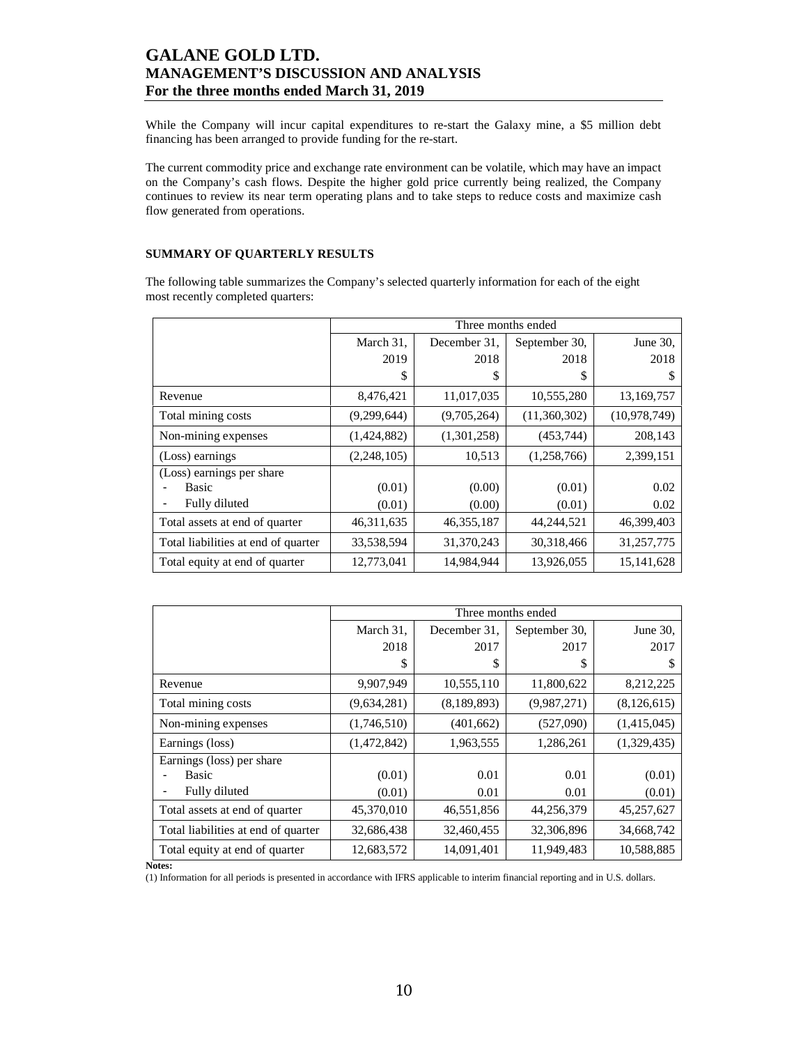While the Company will incur capital expenditures to re-start the Galaxy mine, a $5 million debt financing has been arranged to provide funding for the re-start.

The current commodity price and exchange rate environment can be volatile, which may have an impact on the Company's cash flows. Despite the higher gold price currently being realized, the Company continues to review its near term operating plans and to take steps to reduce costs and maximize cash flow generated from operations.

### SUMMARY OF QUARTERLY RESULTS

The following table summarizes the Company's selected quarterly information for each of the eight most recently completed quarters:

| | Three months ended | | | |
|---|---|---|---|---|
| | March 31, 2019 $ | December 31, 2018 $ | September 30, 2018 $ | June 30, 2018 $ |
| Revenue | 8,476,421 | 11,017,035 | 10,555,280 | 13,169,757 |
| Total mining costs | (9,299,644) | (9,705,264) | (11,360,302) | (10,978,749) |
| Non-mining expenses | (1,424,882) | (1,301,258) | (453,744) | 208,143 |
| (Loss) earnings | (2,248,105) | 10,513 | (1,258,766) | 2,399,151 |
| (Loss) earnings per share | | | | |
| - Basic | (0.01) | (0.00) | (0.01) | 0.02 |
| - Fully diluted | (0.01) | (0.00) | (0.01) | 0.02 |
| Total assets at end of quarter | 46,311,635 | 46,355,187 | 44,244,521 | 46,399,403 |
| Total liabilities at end of quarter | 33,538,594 | 31,370,243 | 30,318,466 | 31,257,775 |
| Total equity at end of quarter | 12,773,041 | 14,984,944 | 13,926,055 | 15,141,628 |

| | Three months ended | | | |
|---|---|---|---|---|
| | March 31, 2018 $ | December 31, 2017 $ | September 30, 2017 $ | June 30, 2017 $ |
| Revenue | 9,907,949 | 10,555,110 | 11,800,622 | 8,212,225 |
| Total mining costs | (9,634,281) | (8,189,893) | (9,987,271) | (8,126,615) |
| Non-mining expenses | (1,746,510) | (401,662) | (527,090) | (1,415,045) |
| Earnings (loss) | (1,472,842) | 1,963,555 | 1,286,261 | (1,329,435) |
| Earnings (loss) per share | | | | |
| - Basic | (0.01) | 0.01 | 0.01 | (0.01) |
| - Fully diluted | (0.01) | 0.01 | 0.01 | (0.01) |
| Total assets at end of quarter | 45,370,010 | 46,551,856 | 44,256,379 | 45,257,627 |
| Total liabilities at end of quarter | 32,686,438 | 32,460,455 | 32,306,896 | 34,668,742 |
| Total equity at end of quarter | 12,683,572 | 14,091,401 | 11,949,483 | 10,588,885 |

**Notes:**

(1) Information for all periods is presented in accordance with IFRS applicable to interim financial reporting and in U.S. dollars.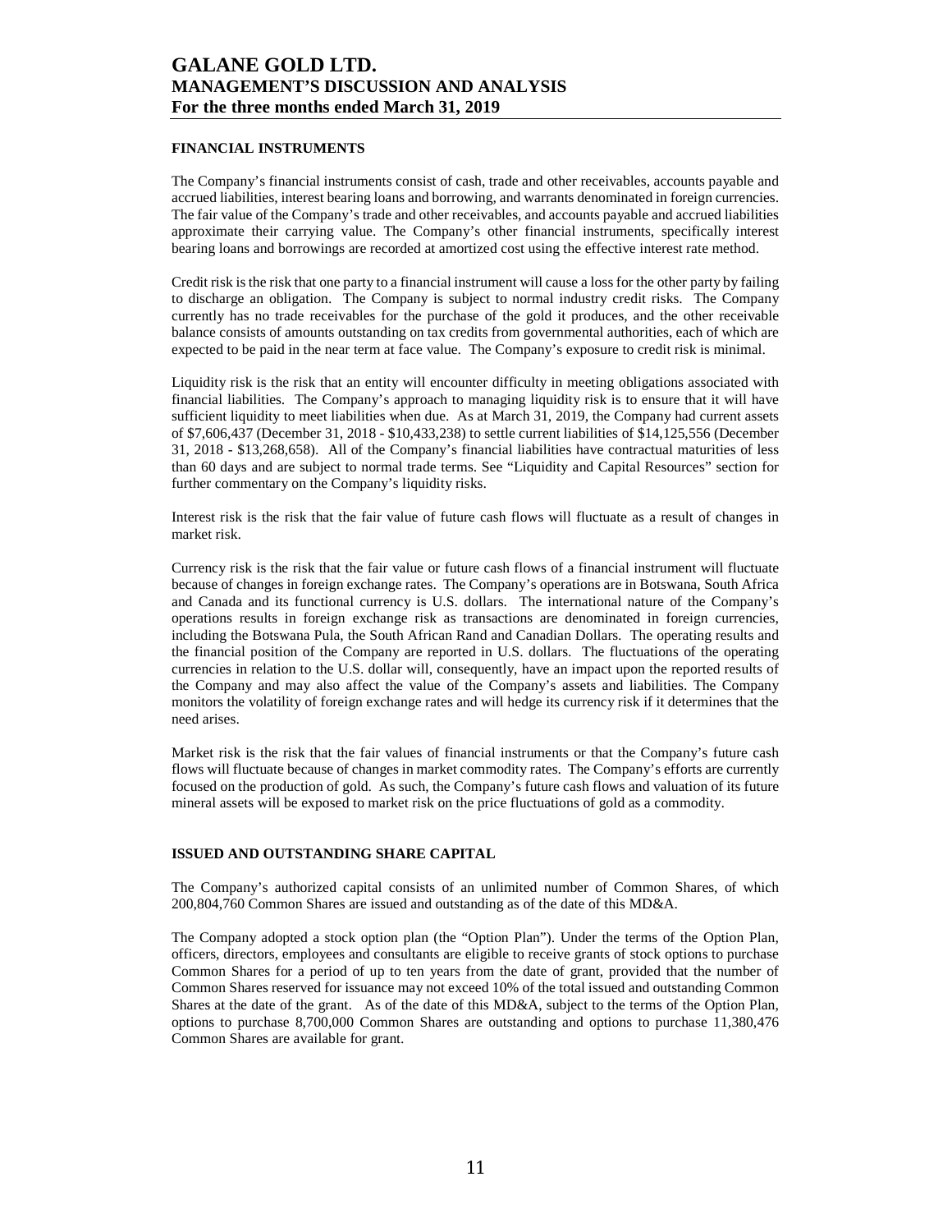## FINANCIAL INSTRUMENTS

The Company's financial instruments consist of cash, trade and other receivables, accounts payable and accrued liabilities, interest bearing loans and borrowing, and warrants denominated in foreign currencies. The fair value of the Company's trade and other receivables, and accounts payable and accrued liabilities approximate their carrying value. The Company's other financial instruments, specifically interest bearing loans and borrowings are recorded at amortized cost using the effective interest rate method.

Credit risk is the risk that one party to a financial instrument will cause a loss for the other party by failing to discharge an obligation. The Company is subject to normal industry credit risks. The Company currently has no trade receivables for the purchase of the gold it produces, and the other receivable balance consists of amounts outstanding on tax credits from governmental authorities, each of which are expected to be paid in the near term at face value. The Company's exposure to credit risk is minimal.

Liquidity risk is the risk that an entity will encounter difficulty in meeting obligations associated with financial liabilities. The Company's approach to managing liquidity risk is to ensure that it will have sufficient liquidity to meet liabilities when due. As at March 31, 2019, the Company had current assets of $7,606,437 (December 31, 2018 - $10,433,238) to settle current liabilities of $14,125,556 (December 31, 2018 - $13,268,658). All of the Company's financial liabilities have contractual maturities of less than 60 days and are subject to normal trade terms. See "Liquidity and Capital Resources" section for further commentary on the Company's liquidity risks.

Interest risk is the risk that the fair value of future cash flows will fluctuate as a result of changes in market risk.

Currency risk is the risk that the fair value or future cash flows of a financial instrument will fluctuate because of changes in foreign exchange rates. The Company's operations are in Botswana, South Africa and Canada and its functional currency is U.S. dollars. The international nature of the Company's operations results in foreign exchange risk as transactions are denominated in foreign currencies, including the Botswana Pula, the South African Rand and Canadian Dollars. The operating results and the financial position of the Company are reported in U.S. dollars. The fluctuations of the operating currencies in relation to the U.S. dollar will, consequently, have an impact upon the reported results of the Company and may also affect the value of the Company's assets and liabilities. The Company monitors the volatility of foreign exchange rates and will hedge its currency risk if it determines that the need arises.

Market risk is the risk that the fair values of financial instruments or that the Company's future cash flows will fluctuate because of changes in market commodity rates. The Company's efforts are currently focused on the production of gold. As such, the Company's future cash flows and valuation of its future mineral assets will be exposed to market risk on the price fluctuations of gold as a commodity.

## ISSUED AND OUTSTANDING SHARE CAPITAL

The Company's authorized capital consists of an unlimited number of Common Shares, of which 200,804,760 Common Shares are issued and outstanding as of the date of this MD&A.

The Company adopted a stock option plan (the "Option Plan"). Under the terms of the Option Plan, officers, directors, employees and consultants are eligible to receive grants of stock options to purchase Common Shares for a period of up to ten years from the date of grant, provided that the number of Common Shares reserved for issuance may not exceed 10% of the total issued and outstanding Common Shares at the date of the grant. As of the date of this MD&A, subject to the terms of the Option Plan, options to purchase 8,700,000 Common Shares are outstanding and options to purchase 11,380,476 Common Shares are available for grant.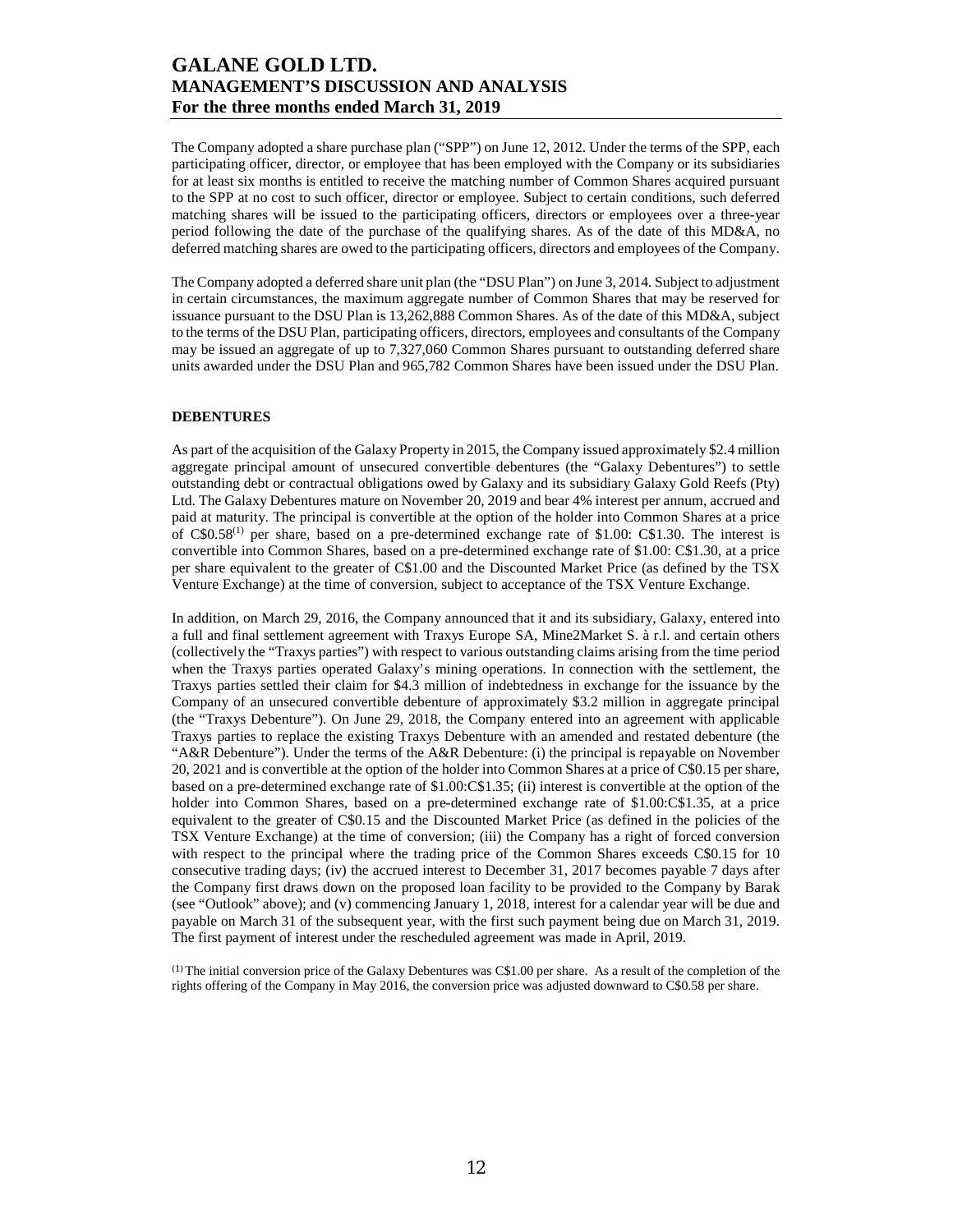The Company adopted a share purchase plan ("SPP") on June 12, 2012. Under the terms of the SPP, each participating officer, director, or employee that has been employed with the Company or its subsidiaries for at least six months is entitled to receive the matching number of Common Shares acquired pursuant to the SPP at no cost to such officer, director or employee. Subject to certain conditions, such deferred matching shares will be issued to the participating officers, directors or employees over a three-year period following the date of the purchase of the qualifying shares. As of the date of this MD&A, no deferred matching shares are owed to the participating officers, directors and employees of the Company.

The Company adopted a deferred share unit plan (the "DSU Plan") on June 3, 2014. Subject to adjustment in certain circumstances, the maximum aggregate number of Common Shares that may be reserved for issuance pursuant to the DSU Plan is 13,262,888 Common Shares. As of the date of this MD&A, subject to the terms of the DSU Plan, participating officers, directors, employees and consultants of the Company may be issued an aggregate of up to 7,327,060 Common Shares pursuant to outstanding deferred share units awarded under the DSU Plan and 965,782 Common Shares have been issued under the DSU Plan.

**DEBENTURES**

As part of the acquisition of the Galaxy Property in 2015, the Company issued approximately $2.4 million aggregate principal amount of unsecured convertible debentures (the "Galaxy Debentures") to settle outstanding debt or contractual obligations owed by Galaxy and its subsidiary Galaxy Gold Reefs (Pty) Ltd. The Galaxy Debentures mature on November 20, 2019 and bear 4% interest per annum, accrued and paid at maturity. The principal is convertible at the option of the holder into Common Shares at a price of C$0.58[(1)] per share, based on a pre-determined exchange rate of $1.00: C$1.30. The interest is convertible into Common Shares, based on a pre-determined exchange rate of $1.00: C$1.30, at a price per share equivalent to the greater of C$1.00 and the Discounted Market Price (as defined by the TSX Venture Exchange) at the time of conversion, subject to acceptance of the TSX Venture Exchange.

In addition, on March 29, 2016, the Company announced that it and its subsidiary, Galaxy, entered into a full and final settlement agreement with Traxys Europe SA, Mine2Market S. à r.l. and certain others (collectively the "Traxys parties") with respect to various outstanding claims arising from the time period when the Traxys parties operated Galaxy's mining operations. In connection with the settlement, the Traxys parties settled their claim for $4.3 million of indebtedness in exchange for the issuance by the Company of an unsecured convertible debenture of approximately $3.2 million in aggregate principal (the "Traxys Debenture"). On June 29, 2018, the Company entered into an agreement with applicable Traxys parties to replace the existing Traxys Debenture with an amended and restated debenture (the "A&R Debenture"). Under the terms of the A&R Debenture: (i) the principal is repayable on November 20, 2021 and is convertible at the option of the holder into Common Shares at a price of C$0.15 per share, based on a pre-determined exchange rate of $1.00:C$1.35; (ii) interest is convertible at the option of the holder into Common Shares, based on a pre-determined exchange rate of $1.00:C$1.35, at a price equivalent to the greater of C$0.15 and the Discounted Market Price (as defined in the policies of the TSX Venture Exchange) at the time of conversion; (iii) the Company has a right of forced conversion with respect to the principal where the trading price of the Common Shares exceeds C$0.15 for 10 consecutive trading days; (iv) the accrued interest to December 31, 2017 becomes payable 7 days after the Company first draws down on the proposed loan facility to be provided to the Company by Barak (see "Outlook" above); and (v) commencing January 1, 2018, interest for a calendar year will be due and payable on March 31 of the subsequent year, with the first such payment being due on March 31, 2019. The first payment of interest under the rescheduled agreement was made in April, 2019.

(1) The initial conversion price of the Galaxy Debentures was C$1.00 per share. As a result of the completion of the rights offering of the Company in May 2016, the conversion price was adjusted downward to C$0.58 per share.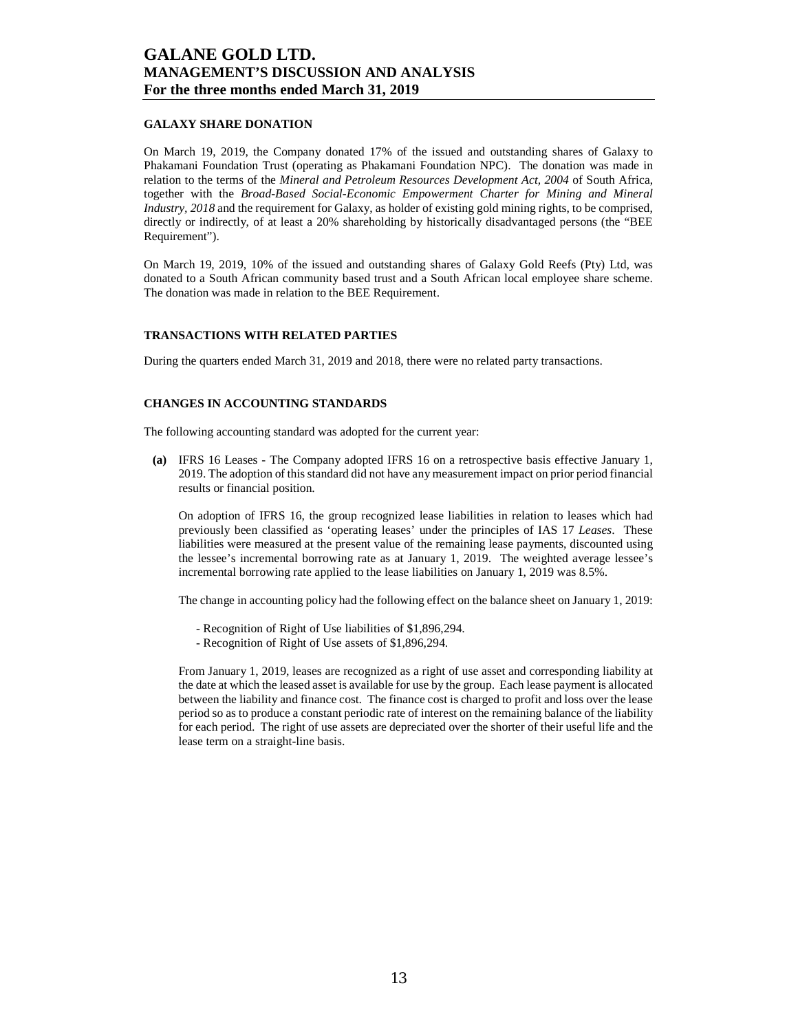## GALAXY SHARE DONATION

On March 19, 2019, the Company donated 17% of the issued and outstanding shares of Galaxy to Phakamani Foundation Trust (operating as Phakamani Foundation NPC). The donation was made in relation to the terms of the *Mineral and Petroleum Resources Development Act, 2004* of South Africa, together with the *Broad-Based Social-Economic Empowerment Charter for Mining and Mineral Industry, 2018* and the requirement for Galaxy, as holder of existing gold mining rights, to be comprised, directly or indirectly, of at least a 20% shareholding by historically disadvantaged persons (the "BEE Requirement").

On March 19, 2019, 10% of the issued and outstanding shares of Galaxy Gold Reefs (Pty) Ltd, was donated to a South African community based trust and a South African local employee share scheme. The donation was made in relation to the BEE Requirement.

## TRANSACTIONS WITH RELATED PARTIES

During the quarters ended March 31, 2019 and 2018, there were no related party transactions.

## CHANGES IN ACCOUNTING STANDARDS

The following accounting standard was adopted for the current year:

**(a)** IFRS 16 Leases - The Company adopted IFRS 16 on a retrospective basis effective January 1, 2019. The adoption of this standard did not have any measurement impact on prior period financial results or financial position.

On adoption of IFRS 16, the group recognized lease liabilities in relation to leases which had previously been classified as 'operating leases' under the principles of IAS 17 *Leases*. These liabilities were measured at the present value of the remaining lease payments, discounted using the lessee's incremental borrowing rate as at January 1, 2019. The weighted average lessee's incremental borrowing rate applied to the lease liabilities on January 1, 2019 was 8.5%.

The change in accounting policy had the following effect on the balance sheet on January 1, 2019:

- Recognition of Right of Use liabilities of $1,896,294.
- Recognition of Right of Use assets of $1,896,294.

From January 1, 2019, leases are recognized as a right of use asset and corresponding liability at the date at which the leased asset is available for use by the group. Each lease payment is allocated between the liability and finance cost. The finance cost is charged to profit and loss over the lease period so as to produce a constant periodic rate of interest on the remaining balance of the liability for each period. The right of use assets are depreciated over the shorter of their useful life and the lease term on a straight-line basis.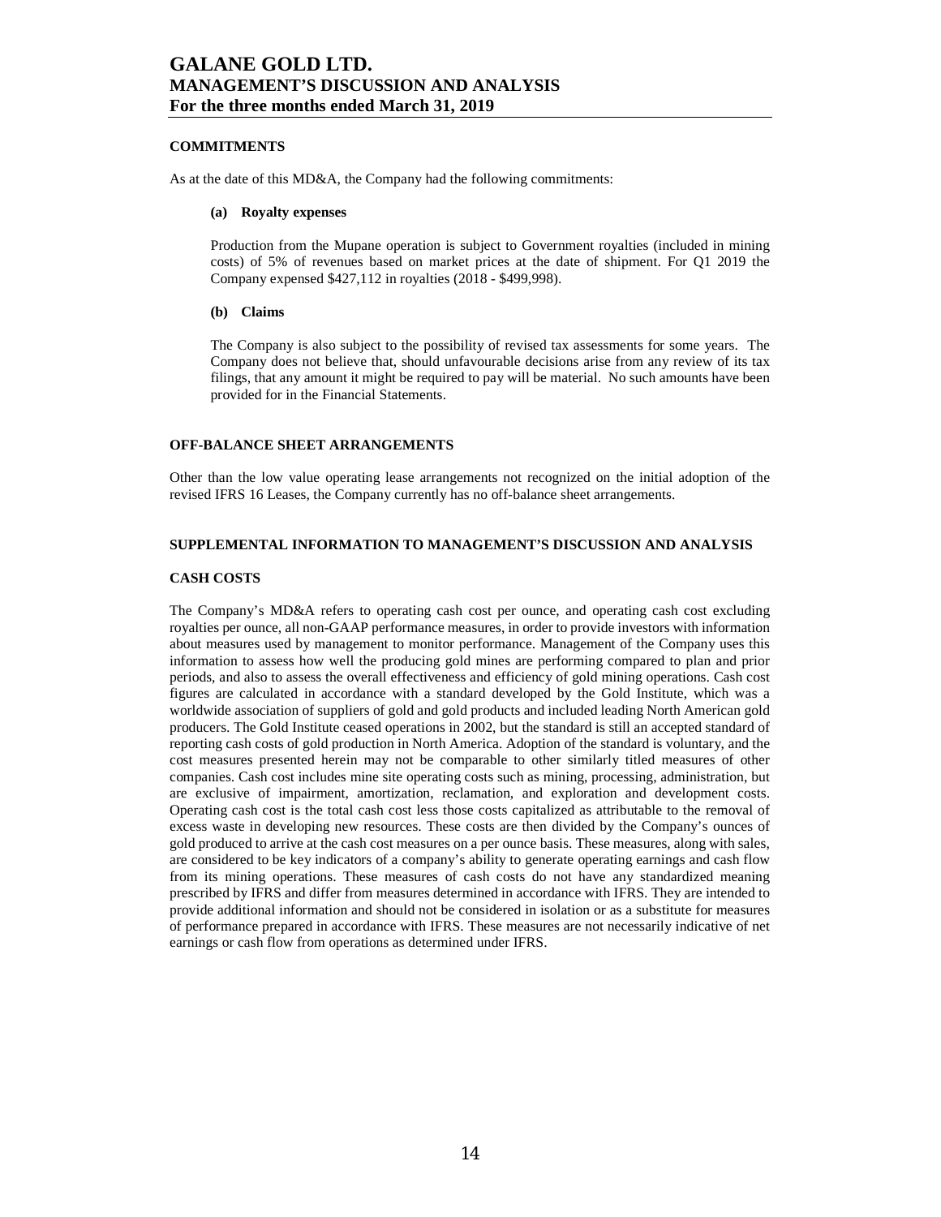## COMMITMENTS

As at the date of this MD&A, the Company had the following commitments:

### (a) Royalty expenses

Production from the Mupane operation is subject to Government royalties (included in mining costs) of 5% of revenues based on market prices at the date of shipment. For Q1 2019 the Company expensed $427,112 in royalties (2018 - $499,998).

### (b) Claims

The Company is also subject to the possibility of revised tax assessments for some years. The Company does not believe that, should unfavourable decisions arise from any review of its tax filings, that any amount it might be required to pay will be material. No such amounts have been provided for in the Financial Statements.

## OFF-BALANCE SHEET ARRANGEMENTS

Other than the low value operating lease arrangements not recognized on the initial adoption of the revised IFRS 16 Leases, the Company currently has no off-balance sheet arrangements.

## SUPPLEMENTAL INFORMATION TO MANAGEMENT'S DISCUSSION AND ANALYSIS

## CASH COSTS

The Company's MD&A refers to operating cash cost per ounce, and operating cash cost excluding royalties per ounce, all non-GAAP performance measures, in order to provide investors with information about measures used by management to monitor performance. Management of the Company uses this information to assess how well the producing gold mines are performing compared to plan and prior periods, and also to assess the overall effectiveness and efficiency of gold mining operations. Cash cost figures are calculated in accordance with a standard developed by the Gold Institute, which was a worldwide association of suppliers of gold and gold products and included leading North American gold producers. The Gold Institute ceased operations in 2002, but the standard is still an accepted standard of reporting cash costs of gold production in North America. Adoption of the standard is voluntary, and the cost measures presented herein may not be comparable to other similarly titled measures of other companies. Cash cost includes mine site operating costs such as mining, processing, administration, but are exclusive of impairment, amortization, reclamation, and exploration and development costs. Operating cash cost is the total cash cost less those costs capitalized as attributable to the removal of excess waste in developing new resources. These costs are then divided by the Company's ounces of gold produced to arrive at the cash cost measures on a per ounce basis. These measures, along with sales, are considered to be key indicators of a company's ability to generate operating earnings and cash flow from its mining operations. These measures of cash costs do not have any standardized meaning prescribed by IFRS and differ from measures determined in accordance with IFRS. They are intended to provide additional information and should not be considered in isolation or as a substitute for measures of performance prepared in accordance with IFRS. These measures are not necessarily indicative of net earnings or cash flow from operations as determined under IFRS.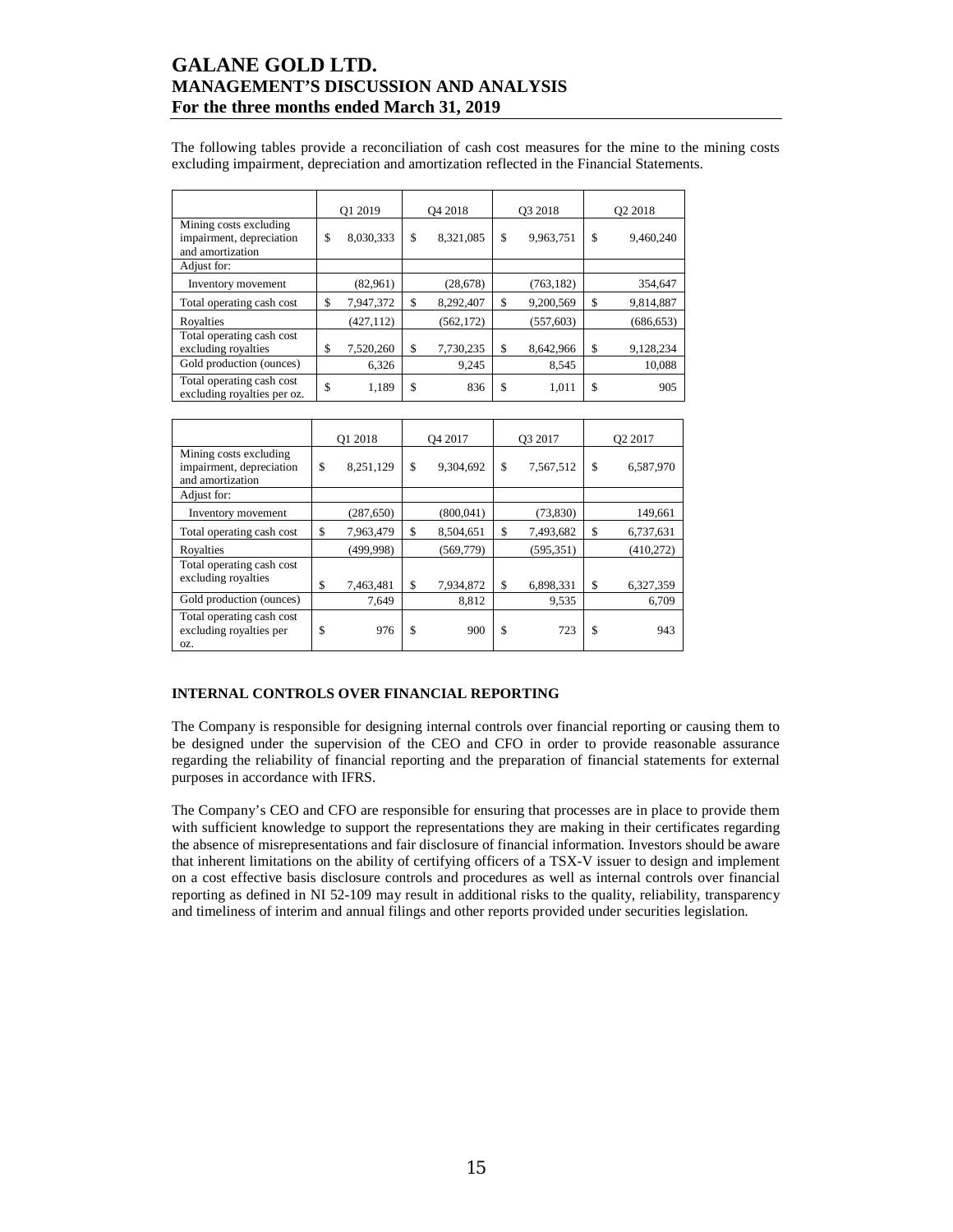The following tables provide a reconciliation of cash cost measures for the mine to the mining costs excluding impairment, depreciation and amortization reflected in the Financial Statements.

| | Q1 2019 | Q4 2018 | Q3 2018 | Q2 2018 |
|---|---|---|---|---|
| Mining costs excluding impairment, depreciation and amortization | $ 8,030,333 | $ 8,321,085 | $ 9,963,751 | $ 9,460,240 |
| Adjust for: | | | | |
| Inventory movement | (82,961) | (28,678) | (763,182) | 354,647 |
| Total operating cash cost | $ 7,947,372 | $ 8,292,407 | $ 9,200,569 | $ 9,814,887 |
| Royalties | (427,112) | (562,172) | (557,603) | (686,653) |
| Total operating cash cost excluding royalties | $ 7,520,260 | $ 7,730,235 | $ 8,642,966 | $ 9,128,234 |
| Gold production (ounces) | 6,326 | 9,245 | 8,545 | 10,088 |
| Total operating cash cost excluding royalties per oz. | $ 1,189 | $ 836 | $ 1,011 | $ 905 |

| | Q1 2018 | Q4 2017 | Q3 2017 | Q2 2017 |
|---|---|---|---|---|
| Mining costs excluding impairment, depreciation and amortization | $ 8,251,129 | $ 9,304,692 | $ 7,567,512 | $ 6,587,970 |
| Adjust for: | | | | |
| Inventory movement | (287,650) | (800,041) | (73,830) | 149,661 |
| Total operating cash cost | $ 7,963,479 | $ 8,504,651 | $ 7,493,682 | $ 6,737,631 |
| Royalties | (499,998) | (569,779) | (595,351) | (410,272) |
| Total operating cash cost excluding royalties | $ 7,463,481 | $ 7,934,872 | $ 6,898,331 | $ 6,327,359 |
| Gold production (ounces) | 7,649 | 8,812 | 9,535 | 6,709 |
| Total operating cash cost excluding royalties per oz. | $ 976 | $ 900 | $ 723 | $ 943 |

## INTERNAL CONTROLS OVER FINANCIAL REPORTING

The Company is responsible for designing internal controls over financial reporting or causing them to be designed under the supervision of the CEO and CFO in order to provide reasonable assurance regarding the reliability of financial reporting and the preparation of financial statements for external purposes in accordance with IFRS.

The Company's CEO and CFO are responsible for ensuring that processes are in place to provide them with sufficient knowledge to support the representations they are making in their certificates regarding the absence of misrepresentations and fair disclosure of financial information. Investors should be aware that inherent limitations on the ability of certifying officers of a TSX-V issuer to design and implement on a cost effective basis disclosure controls and procedures as well as internal controls over financial reporting as defined in NI 52-109 may result in additional risks to the quality, reliability, transparency and timeliness of interim and annual filings and other reports provided under securities legislation.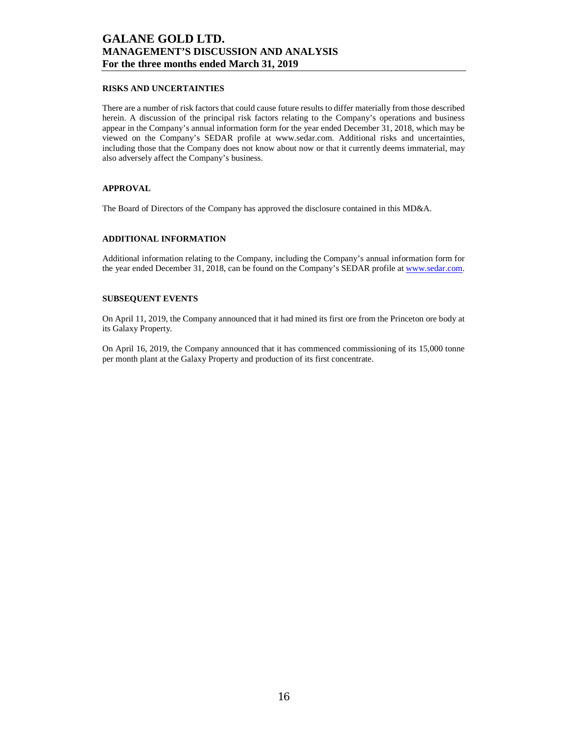## RISKS AND UNCERTAINTIES

There are a number of risk factors that could cause future results to differ materially from those described herein. A discussion of the principal risk factors relating to the Company's operations and business appear in the Company's annual information form for the year ended December 31, 2018, which may be viewed on the Company's SEDAR profile at www.sedar.com. Additional risks and uncertainties, including those that the Company does not know about now or that it currently deems immaterial, may also adversely affect the Company's business.

## APPROVAL

The Board of Directors of the Company has approved the disclosure contained in this MD&A.

## ADDITIONAL INFORMATION

Additional information relating to the Company, including the Company's annual information form for the year ended December 31, 2018, can be found on the Company's SEDAR profile at www.sedar.com.

## SUBSEQUENT EVENTS

On April 11, 2019, the Company announced that it had mined its first ore from the Princeton ore body at its Galaxy Property.

On April 16, 2019, the Company announced that it has commenced commissioning of its 15,000 tonne per month plant at the Galaxy Property and production of its first concentrate.